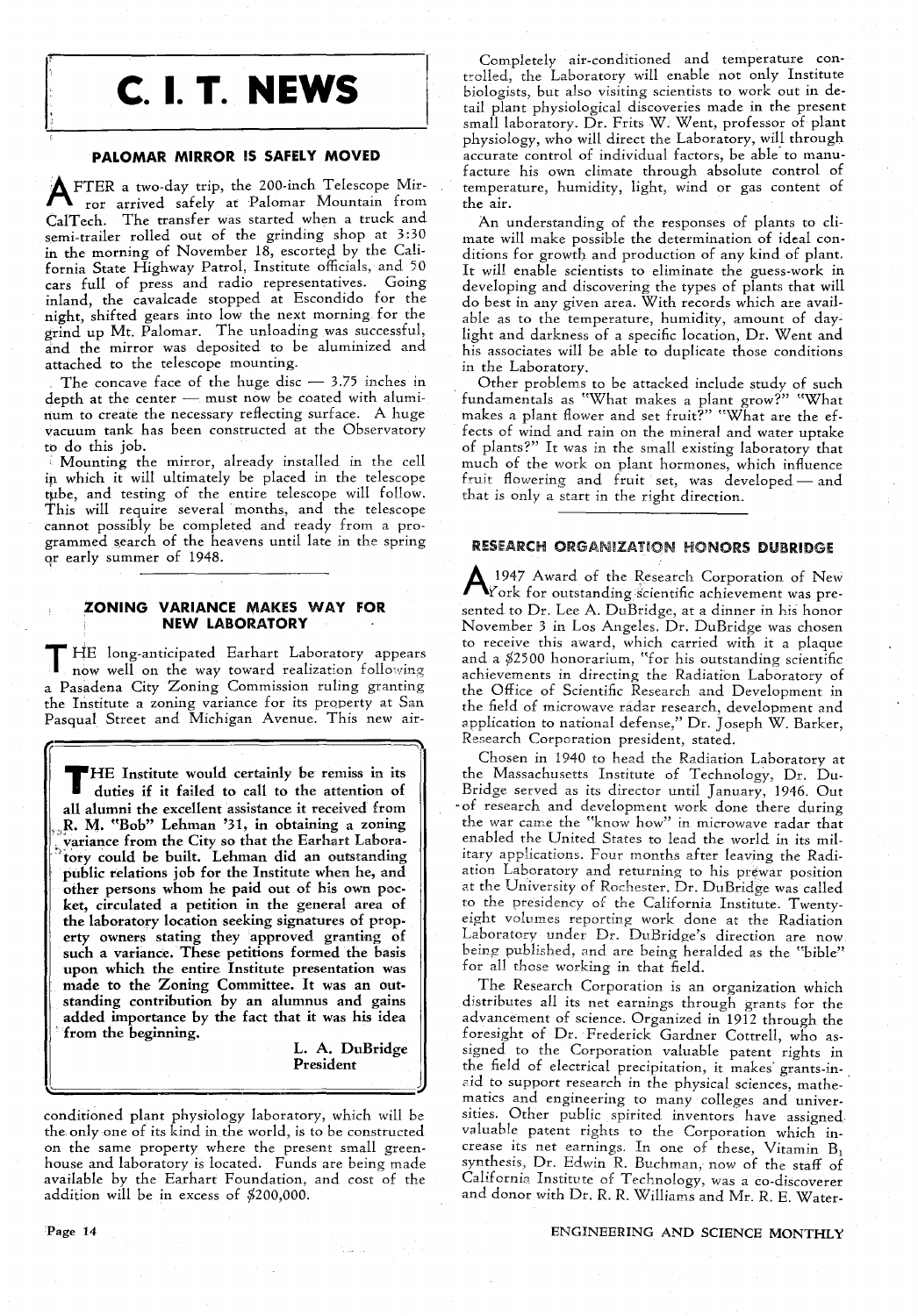# C. I. T. NEWS

## PALOMAR MIRROR IS SAFELY MOVED

AFTER a two-day trip, the 200-inch Telescope Mirror arrived safely at Palomar Mountain from CalTech. The transfer was started when a truck and semi-trailer rolled out of the grinding shop at 3:30 in the morning of November 18, escorted by the California State Highway Patrol, Institute officials, and 50 cars full of press and radio representatives. Going inland, the cavalcade stopped at Escondido for the night, shifted gears into low the next morning for the grind up Mt. Palomar. The unloading was successful, and the mirror was deposited to be aluminized and attached to the telescope mounting.

The concave face of the huge disc — 3.75 inches in depth at the center — must now be coated with aluminum to create the necessary reflecting surface. A huge vacuum tank has been constructed at the Observatory to do this job.

Mounting the mirror, already installed in the cell in which it will ultimately be placed in the telescope tube, and testing of the entire telescope will follow. This will require several months, and the telescope cannot possibly be completed and ready from a programmed search of the heavens until late in the spring or early summer of 1948.

## ZONING VARIANCE MAKES WAY FOR NEW LABORATORY

THE long-anticipated Earhart Laboratory appears now well on the way toward realization following a Pasadena City Zoning Commission ruling granting the Institute a zoning variance for its property at San Pasqual Street and Michigan Avenue. This new air-conditioned plant physiology laboratory, which will be the only one of its kind in the world, is to be constructed on the same property where the present small greenhouse and laboratory is located. Funds are being made available by the Earhart Foundation, and cost of the addition will be in excess of $200,000.

> **THE Institute would certainly be remiss in its duties if it failed to call to the attention of all alumni the excellent assistance it received from R. M. "Bob" Lehman '31, in obtaining a zoning variance from the City so that the Earhart Laboratory could be built. Lehman did an outstanding public relations job for the Institute when he, and other persons whom he paid out of his own pocket, circulated a petition in the general area of the laboratory location seeking signatures of property owners stating they approved granting of such a variance. These petitions formed the basis upon which the entire Institute presentation was made to the Zoning Committee. It was an outstanding contribution by an alumnus and gains added importance by the fact that it was his idea from the beginning.**
>
> **L. A. DuBridge**
> **President**

Completely air-conditioned and temperature controlled, the Laboratory will enable not only Institute biologists, but also visiting scientists to work out in detail plant physiological discoveries made in the present small laboratory. Dr. Frits W. Went, professor of plant physiology, who will direct the Laboratory, will through accurate control of individual factors, be able to manufacture his own climate through absolute control of temperature, humidity, light, wind or gas content of the air.

An understanding of the responses of plants to climate will make possible the determination of ideal conditions for growth and production of any kind of plant. It will enable scientists to eliminate the guess-work in developing and discovering the types of plants that will do best in any given area. With records which are available as to the temperature, humidity, amount of daylight and darkness of a specific location, Dr. Went and his associates will be able to duplicate those conditions in the Laboratory.

Other problems to be attacked include study of such fundamentals as "What makes a plant grow?" "What makes a plant flower and set fruit?" "What are the effects of wind and rain on the mineral and water uptake of plants?" It was in the small existing laboratory that much of the work on plant hormones, which influence fruit flowering and fruit set, was developed — and that is only a start in the right direction.

## RESEARCH ORGANIZATION HONORS DUBRIDGE

A 1947 Award of the Research Corporation of New York for outstanding scientific achievement was presented to Dr. Lee A. DuBridge, at a dinner in his honor November 3 in Los Angeles. Dr. DuBridge was chosen to receive this award, which carried with it a plaque and a $2500 honorarium, "for his outstanding scientific achievements in directing the Radiation Laboratory of the Office of Scientific Research and Development in the field of microwave radar research, development and application to national defense," Dr. Joseph W. Barker, Research Corporation president, stated.

Chosen in 1940 to head the Radiation Laboratory at the Massachusetts Institute of Technology, Dr. DuBridge served as its director until January, 1946. Out of research and development work done there during the war came the "know how" in microwave radar that enabled the United States to lead the world in its military applications. Four months after leaving the Radiation Laboratory and returning to his prewar position at the University of Rochester, Dr. DuBridge was called to the presidency of the California Institute. Twenty-eight volumes reporting work done at the Radiation Laboratory under Dr. DuBridge's direction are now being published, and are being heralded as the "bible" for all those working in that field.

The Research Corporation is an organization which distributes all its net earnings through grants for the advancement of science. Organized in 1912 through the foresight of Dr. Frederick Gardner Cottrell, who assigned to the Corporation valuable patent rights in the field of electrical precipitation, it makes grants-in-aid to support research in the physical sciences, mathematics and engineering to many colleges and universities. Other public spirited inventors have assigned valuable patent rights to the Corporation which increase its net earnings. In one of these, Vitamin $B_1$ synthesis, Dr. Edwin R. Buchman, now of the staff of California Institute of Technology, was a co-discoverer and donor with Dr. R. R. Williams and Mr. R. E. Water-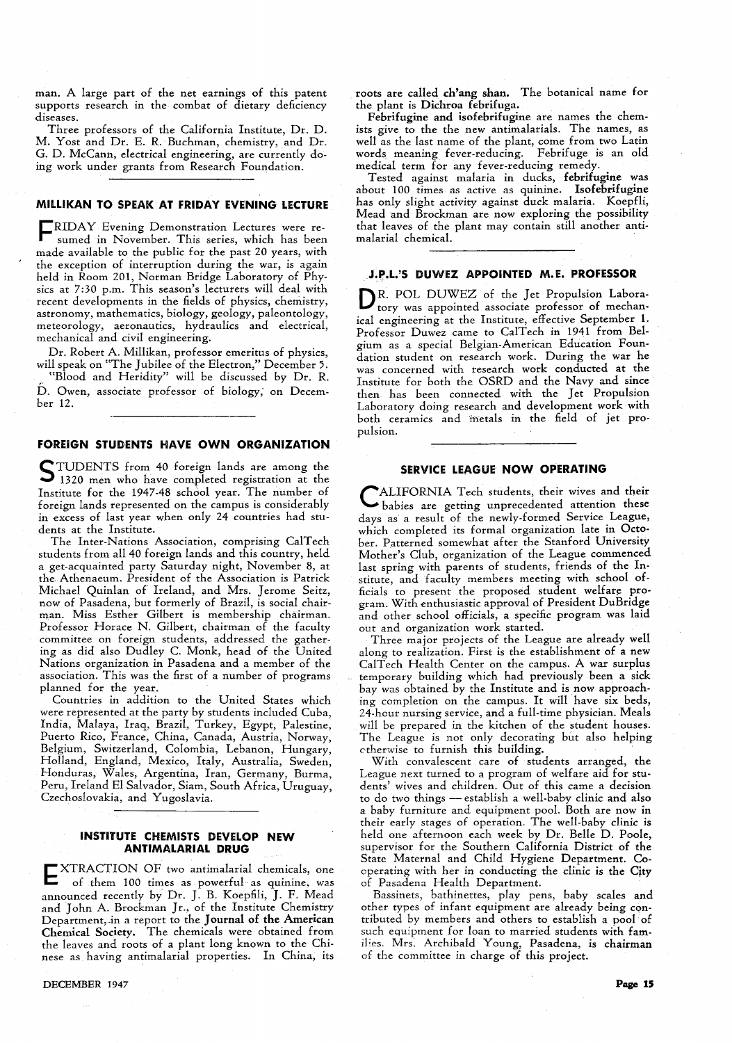man. A large part of the net earnings of this patent supports research in the combat of dietary deficiency diseases.

Three professors of the California Institute, Dr. D. M. Yost and Dr. E. R. Buchman, chemistry, and Dr. G. D. McCann, electrical engineering, are currently doing work under grants from Research Foundation.

## MILLIKAN TO SPEAK AT FRIDAY EVENING LECTURE

FRIDAY Evening Demonstration Lectures were resumed in November. This series, which has been made available to the public for the past 20 years, with the exception of interruption during the war, is again held in Room 201, Norman Bridge Laboratory of Physics at 7:30 p.m. This season's lecturers will deal with recent developments in the fields of physics, chemistry, astronomy, mathematics, biology, geology, paleontology, meteorology, aeronautics, hydraulics and electrical, mechanical and civil engineering.

Dr. Robert A. Millikan, professor emeritus of physics, will speak on "The Jubilee of the Electron," December 5.

"Blood and Heridity" will be discussed by Dr. R. D. Owen, associate professor of biology, on December 12.

## FOREIGN STUDENTS HAVE OWN ORGANIZATION

STUDENTS from 40 foreign lands are among the 1320 men who have completed registration at the Institute for the 1947-48 school year. The number of foreign lands represented on the campus is considerably in excess of last year when only 24 countries had students at the Institute.

The Inter-Nations Association, comprising CalTech students from all 40 foreign lands and this country, held a get-acquainted party Saturday night, November 8, at the Athenaeum. President of the Association is Patrick Michael Quinlan of Ireland, and Mrs. Jerome Seitz, now of Pasadena, but formerly of Brazil, is social chairman. Miss Esther Gilbert is membership chairman. Professor Horace N. Gilbert, chairman of the faculty committee on foreign students, addressed the gathering as did also Dudley C. Monk, head of the United Nations organization in Pasadena and a member of the association. This was the first of a number of programs planned for the year.

Countries in addition to the United States which were represented at the party by students included Cuba, India, Malaya, Iraq, Brazil, Turkey, Egypt, Palestine, Puerto Rico, France, China, Canada, Austria, Norway, Belgium, Switzerland, Colombia, Lebanon, Hungary, Holland, England, Mexico, Italy, Australia, Sweden, Honduras, Wales, Argentina, Iran, Germany, Burma, Peru, Ireland El Salvador, Siam, South Africa, Uruguay, Czechoslovakia, and Yugoslavia.

## INSTITUTE CHEMISTS DEVELOP NEW ANTIMALARIAL DRUG

EXTRACTION OF two antimalarial chemicals, one of them 100 times as powerful as quinine, was announced recently by Dr. J. B. Koepfli, J. F. Mead and John A. Brockman Jr., of the Institute Chemistry Department, in a report to the **Journal of the American Chemical Society.** The chemicals were obtained from the leaves and roots of a plant long known to the Chinese as having antimalarial properties. In China, its roots are called **ch'ang shan.** The botanical name for the plant is **Dichroa febrifuga.**

**Febrifugine and isofebrifugine** are names the chemists give to the the new antimalarials. The names, as well as the last name of the plant, come from two Latin words meaning fever-reducing. Febrifuge is an old medical term for any fever-reducing remedy.

Tested against malaria in ducks, **febrifugine** was about 100 times as active as quinine. **Isofebrifugine** has only slight activity against duck malaria. Koepfli, Mead and Brockman are now exploring the possibility that leaves of the plant may contain still another antimalarial chemical.

## J.P.L.'S DUWEZ APPOINTED M.E. PROFESSOR

DR. POL DUWEZ of the Jet Propulsion Laboratory was appointed associate professor of mechanical engineering at the Institute, effective September 1. Professor Duwez came to CalTech in 1941 from Belgium as a special Belgian-American Education Foundation student on research work. During the war he was concerned with research work conducted at the Institute for both the OSRD and the Navy and since then has been connected with the Jet Propulsion Laboratory doing research and development work with both ceramics and metals in the field of jet propulsion.

## SERVICE LEAGUE NOW OPERATING

CALIFORNIA Tech students, their wives and their babies are getting unprecedented attention these days as a result of the newly-formed Service League, which completed its formal organization late in October. Patterned somewhat after the Stanford University Mother's Club, organization of the League commenced last spring with parents of students, friends of the Institute, and faculty members meeting with school officials to present the proposed student welfare program. With enthusiastic approval of President DuBridge and other school officials, a specific program was laid out and organization work started.

Three major projects of the League are already well along to realization. First is the establishment of a new CalTech Health Center on the campus. A war surplus temporary building which had previously been a sick bay was obtained by the Institute and is now approaching completion on the campus. It will have six beds, 24-hour nursing service, and a full-time physician. Meals will be prepared in the kitchen of the student houses. The League is not only decorating but also helping otherwise to furnish this building.

With convalescent care of students arranged, the League next turned to a program of welfare aid for students' wives and children. Out of this came a decision to do two things — establish a well-baby clinic and also a baby furniture and equipment pool. Both are now in their early stages of operation. The well-baby clinic is held one afternoon each week by Dr. Belle D. Poole, supervisor for the Southern California District of the State Maternal and Child Hygiene Department. Cooperating with her in conducting the clinic is the City of Pasadena Health Department.

Bassinets, bathinettes, play pens, baby scales and other types of infant equipment are already being contributed by members and others to establish a pool of such equipment for loan to married students with families. Mrs. Archibald Young, Pasadena, is chairman of the committee in charge of this project.